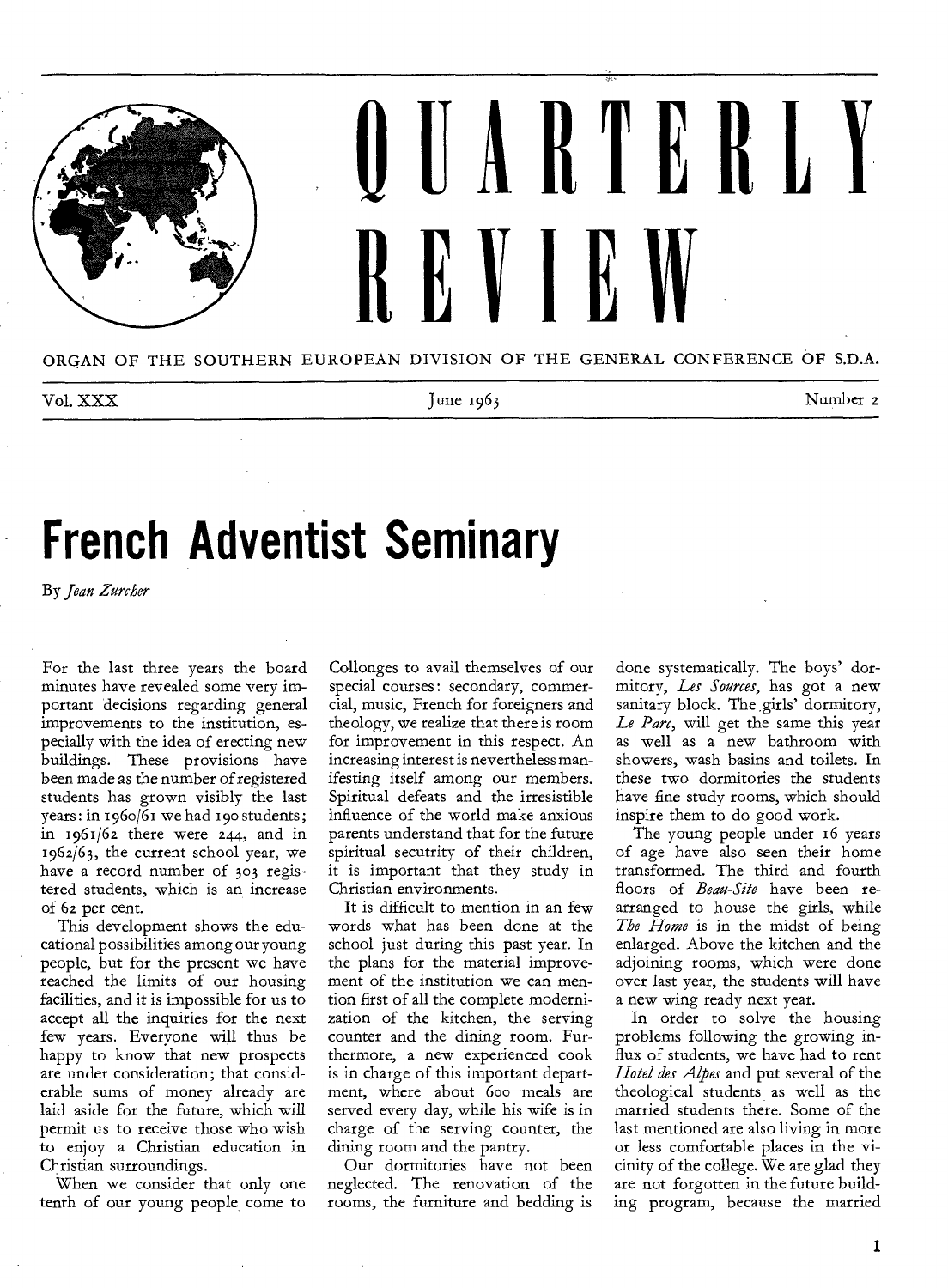# QUARTERLY REVIEW

ORGAN OF THE SOUTHERN EUROPEAN DIVISION OF THE GENERAL CONFERENCE OF S.D.A.

Vol. XXX — June 1963 — Number 2

# French Adventist Seminary

By *Jean Zurcher*

For the last three years the board minutes have revealed some very important decisions regarding general improvements to the institution, especially with the idea of erecting new buildings. These provisions have been made as the number of registered students has grown visibly the last years: in 1960/61 we had 190 students; in 1961/62 there were 244, and in 1962/63, the current school year, we have a record number of 303 registered students, which is an increase of 62 per cent.

This development shows the educational possibilities among our young people, but for the present we have reached the limits of our housing facilities, and it is impossible for us to accept all the inquiries for the next few years. Everyone will thus be happy to know that new prospects are under consideration; that considerable sums of money already are laid aside for the future, which will permit us to receive those who wish to enjoy a Christian education in Christian surroundings.

When we consider that only one tenth of our young people come to Collonges to avail themselves of our special courses: secondary, commercial, music, French for foreigners and theology, we realize that there is room for improvement in this respect. An increasing interest is nevertheless manifesting itself among our members. Spiritual defeats and the irresistible influence of the world make anxious parents understand that for the future spiritual secutrity of their children, it is important that they study in Christian environments.

It is difficult to mention in an few words what has been done at the school just during this past year. In the plans for the material improvement of the institution we can mention first of all the complete modernization of the kitchen, the serving counter and the dining room. Furthermore, a new experienced cook is in charge of this important department, where about 600 meals are served every day, while his wife is in charge of the serving counter, the dining room and the pantry.

Our dormitories have not been neglected. The renovation of the rooms, the furniture and bedding is done systematically. The boys' dormitory, *Les Sources*, has got a new sanitary block. The girls' dormitory, *Le Parc*, will get the same this year as well as a new bathroom with showers, wash basins and toilets. In these two dormitories the students have fine study rooms, which should inspire them to do good work.

The young people under 16 years of age have also seen their home transformed. The third and fourth floors of *Beau-Site* have been rearranged to house the girls, while *The Home* is in the midst of being enlarged. Above the kitchen and the adjoining rooms, which were done over last year, the students will have a new wing ready next year.

In order to solve the housing problems following the growing influx of students, we have had to rent *Hotel des Alpes* and put several of the theological students as well as the married students there. Some of the last mentioned are also living in more or less comfortable places in the vicinity of the college. We are glad they are not forgotten in the future building program, because the married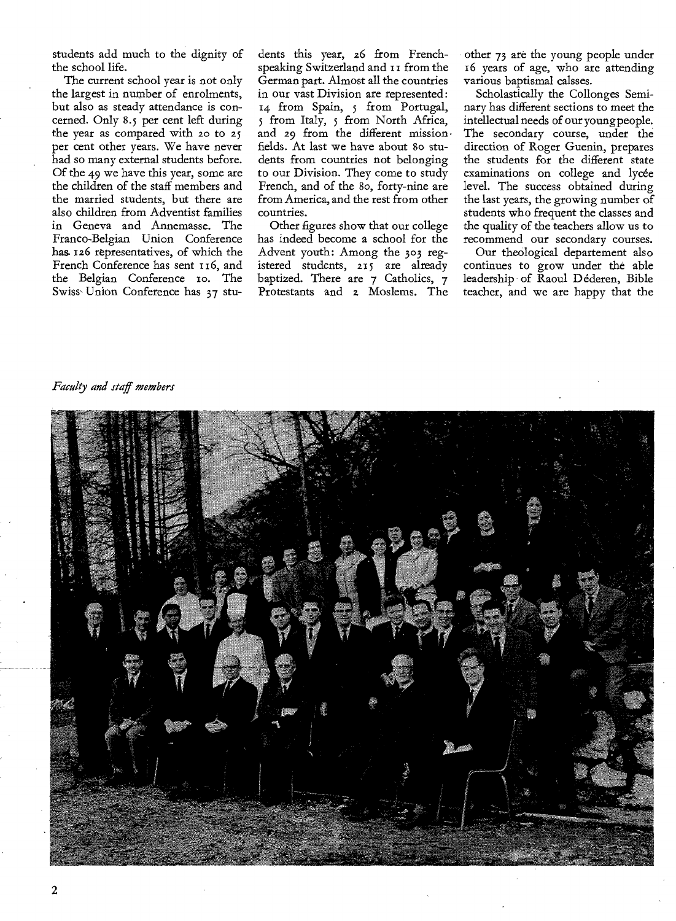students add much to the dignity of the school life.

The current school year is not only the largest in number of enrolments, but also as steady attendance is concerned. Only 8.5 per cent left during the year as compared with 20 to 25 per cent other years. We have never had so many external students before. Of the 49 we have this year, some are the children of the staff members and the married students, but there are also children from Adventist families in Geneva and Annemasse. The Franco-Belgian Union Conference has 126 representatives, of which the French Conference has sent 116, and the Belgian Conference 10. The Swiss Union Conference has 37 students this year, 26 from French-speaking Switzerland and 11 from the German part. Almost all the countries in our vast Division are represented: 14 from Spain, 5 from Portugal, 5 from Italy, 5 from North Africa, and 29 from the different mission fields. At last we have about 80 students from countries not belonging to our Division. They come to study French, and of the 80, forty-nine are from America, and the rest from other countries.

Other figures show that our college has indeed become a school for the Advent youth: Among the 303 registered students, 215 are already baptized. There are 7 Catholics, 7 Protestants and 2 Moslems. The other 73 are the young people under 16 years of age, who are attending various baptismal calsses.

Scholastically the Collonges Seminary has different sections to meet the intellectual needs of our young people. The secondary course, under the direction of Roger Guenin, prepares the students for the different state examinations on college and lycée level. The success obtained during the last years, the growing number of students who frequent the classes and the quality of the teachers allow us to recommend our secondary courses.

Our theological departement also continues to grow under the able leadership of Raoul Dederen, Bible teacher, and we are happy that the

*Faculty and staff members*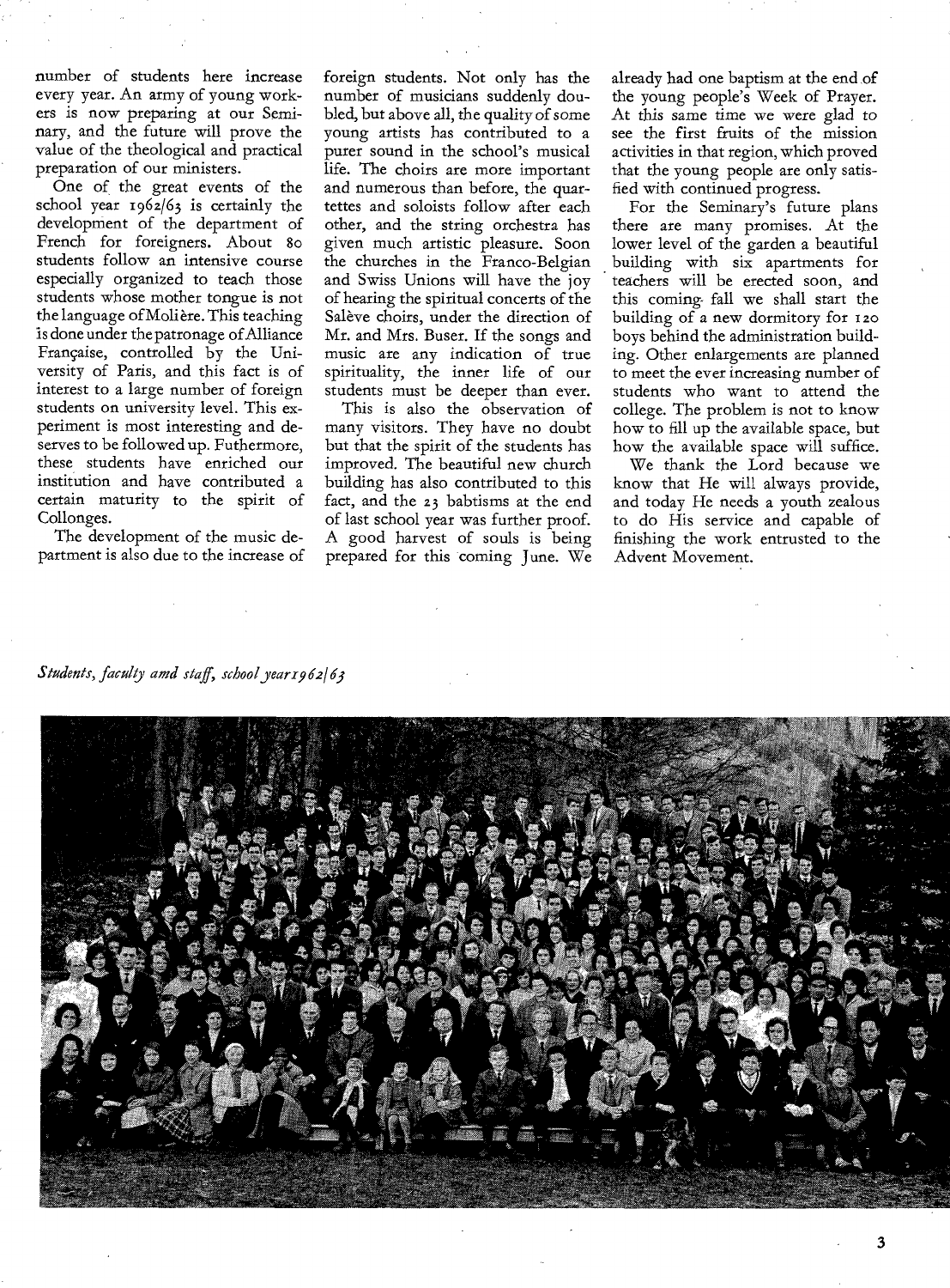number of students here increase every year. An army of young workers is now preparing at our Seminary, and the future will prove the value of the theological and practical preparation of our ministers.

One of the great events of the school year 1962/63 is certainly the development of the department of French for foreigners. About 80 students follow an intensive course especially organized to teach those students whose mother tongue is not the language of Molière. This teaching is done under the patronage of Alliance Française, controlled by the University of Paris, and this fact is of interest to a large number of foreign students on university level. This experiment is most interesting and deserves to be followed up. Futhermore, these students have enriched our institution and have contributed a certain maturity to the spirit of Collonges.

The development of the music department is also due to the increase of foreign students. Not only has the number of musicians suddenly doubled, but above all, the quality of some young artists has contributed to a purer sound in the school's musical life. The choirs are more important and numerous than before, the quartettes and soloists follow after each other, and the string orchestra has given much artistic pleasure. Soon the churches in the Franco-Belgian and Swiss Unions will have the joy of hearing the spiritual concerts of the Salève choirs, under the direction of Mr. and Mrs. Buser. If the songs and music are any indication of true spirituality, the inner life of our students must be deeper than ever.

This is also the observation of many visitors. They have no doubt but that the spirit of the students has improved. The beautiful new church building has also contributed to this fact, and the 23 babtisms at the end of last school year was further proof. A good harvest of souls is being prepared for this coming June. We already had one baptism at the end of the young people's Week of Prayer. At this same time we were glad to see the first fruits of the mission activities in that region, which proved that the young people are only satisfied with continued progress.

For the Seminary's future plans there are many promises. At the lower level of the garden a beautiful building with six apartments for teachers will be erected soon, and this coming fall we shall start the building of a new dormitory for 120 boys behind the administration building. Other enlargements are planned to meet the ever increasing number of students who want to attend the college. The problem is not to know how to fill up the available space, but how the available space will suffice.

We thank the Lord because we know that He will always provide, and today He needs a youth zealous to do His service and capable of finishing the work entrusted to the Advent Movement.

*Students, faculty amd staff, school year 1962/63*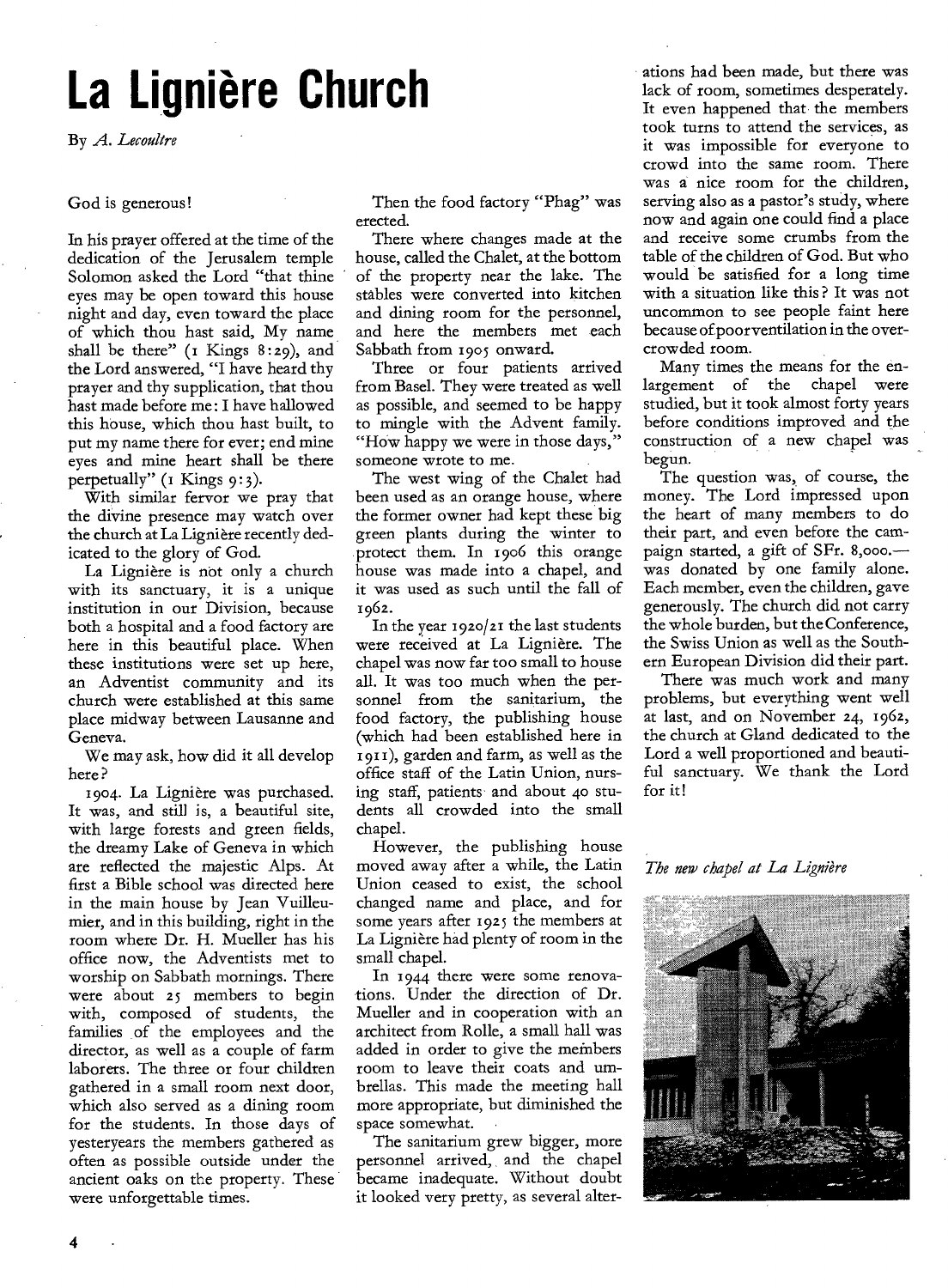# La Lignière Church

By *A. Lecoultre*

God is generous!

In his prayer offered at the time of the dedication of the Jerusalem temple Solomon asked the Lord "that thine eyes may be open toward this house night and day, even toward the place of which thou hast said, My name shall be there" (1 Kings 8:29), and the Lord answered, "I have heard thy prayer and thy supplication, that thou hast made before me: I have hallowed this house, which thou hast built, to put my name there for ever; end mine eyes and mine heart shall be there perpetually" (1 Kings 9:3).

With similar fervor we pray that the divine presence may watch over the church at La Lignière recently dedicated to the glory of God.

La Lignière is not only a church with its sanctuary, it is a unique institution in our Division, because both a hospital and a food factory are here in this beautiful place. When these institutions were set up here, an Adventist community and its church were established at this same place midway between Lausanne and Geneva.

We may ask, how did it all develop here?

1904. La Lignière was purchased. It was, and still is, a beautiful site, with large forests and green fields, the dreamy Lake of Geneva in which are reflected the majestic Alps. At first a Bible school was directed here in the main house by Jean Vuilleumier, and in this building, right in the room where Dr. H. Mueller has his office now, the Adventists met to worship on Sabbath mornings. There were about 25 members to begin with, composed of students, the families of the employees and the director, as well as a couple of farm laborers. The three or four children gathered in a small room next door, which also served as a dining room for the students. In those days of yesteryears the members gathered as often as possible outside under the ancient oaks on the property. These were unforgettable times.

Then the food factory "Phag" was erected.

There where changes made at the house, called the Chalet, at the bottom of the property near the lake. The stables were converted into kitchen and dining room for the personnel, and here the members met each Sabbath from 1905 onward.

Three or four patients arrived from Basel. They were treated as well as possible, and seemed to be happy to mingle with the Advent family. "How happy we were in those days," someone wrote to me.

The west wing of the Chalet had been used as an orange house, where the former owner had kept these big green plants during the winter to protect them. In 1906 this orange house was made into a chapel, and it was used as such until the fall of 1962.

In the year 1920/21 the last students were received at La Lignière. The chapel was now far too small to house all. It was too much when the personnel from the sanitarium, the food factory, the publishing house (which had been established here in 1911), garden and farm, as well as the office staff of the Latin Union, nursing staff, patients and about 40 students all crowded into the small chapel.

However, the publishing house moved away after a while, the Latin Union ceased to exist, the school changed name and place, and for some years after 1925 the members at La Lignière had plenty of room in the small chapel.

In 1944 there were some renovations. Under the direction of Dr. Mueller and in cooperation with an architect from Rolle, a small hall was added in order to give the members room to leave their coats and umbrellas. This made the meeting hall more appropriate, but diminished the space somewhat.

The sanitarium grew bigger, more personnel arrived, and the chapel became inadequate. Without doubt it looked very pretty, as several alterations had been made, but there was lack of room, sometimes desperately. It even happened that the members took turns to attend the services, as it was impossible for everyone to crowd into the same room. There was a nice room for the children, serving also as a pastor's study, where now and again one could find a place and receive some crumbs from the table of the children of God. But who would be satisfied for a long time with a situation like this? It was not uncommon to see people faint here because of poor ventilation in the overcrowded room.

Many times the means for the enlargement of the chapel were studied, but it took almost forty years before conditions improved and the construction of a new chapel was begun.

The question was, of course, the money. The Lord impressed upon the heart of many members to do their part, and even before the campaign started, a gift of SFr. 8,000.— was donated by one family alone. Each member, even the children, gave generously. The church did not carry the whole burden, but the Conference, the Swiss Union as well as the Southern European Division did their part.

There was much work and many problems, but everything went well at last, and on November 24, 1962, the church at Gland dedicated to the Lord a well proportioned and beautiful sanctuary. We thank the Lord for it!

*The new chapel at La Lignière*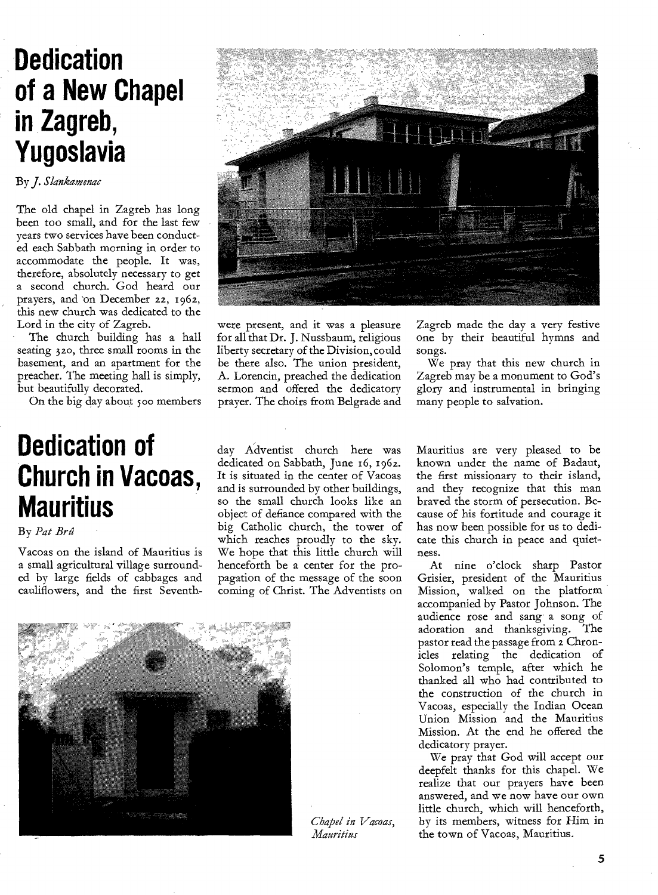# Dedication of a New Chapel in Zagreb, Yugoslavia

By *J. Slankamenac*

The old chapel in Zagreb has long been too small, and for the last few years two services have been conducted each Sabbath morning in order to accommodate the people. It was, therefore, absolutely necessary to get a second church. God heard our prayers, and on December 22, 1962, this new church was dedicated to the Lord in the city of Zagreb.

The church building has a hall seating 320, three small rooms in the basement, and an apartment for the preacher. The meeting hall is simply, but beautifully decorated.

On the big day about 500 members were present, and it was a pleasure for all that Dr. J. Nussbaum, religious liberty secretary of the Division, could be there also. The union president, A. Lorencin, preached the dedication sermon and offered the dedicatory prayer. The choirs from Belgrade and Zagreb made the day a very festive one by their beautiful hymns and songs.

We pray that this new church in Zagreb may be a monument to God's glory and instrumental in bringing many people to salvation.

# Dedication of Church in Vacoas, Mauritius

By *Pat Brû*

Vacoas on the island of Mauritius is a small agricultural village surrounded by large fields of cabbages and cauliflowers, and the first Seventh-day Adventist church here was dedicated on Sabbath, June 16, 1962. It is situated in the center of Vacoas and is surrounded by other buildings, so the small church looks like an object of defiance compared with the big Catholic church, the tower of which reaches proudly to the sky. We hope that this little church will henceforth be a center for the propagation of the message of the soon coming of Christ. The Adventists on Mauritius are very pleased to be known under the name of Badaut, the first missionary to their island, and they recognize that this man braved the storm of persecution. Because of his fortitude and courage it has now been possible for us to dedicate this church in peace and quietness.

At nine o'clock sharp Pastor Grisier, president of the Mauritius Mission, walked on the platform accompanied by Pastor Johnson. The audience rose and sang a song of adoration and thanksgiving. The pastor read the passage from 2 Chronicles relating the dedication of Solomon's temple, after which he thanked all who had contributed to the construction of the church in Vacoas, especially the Indian Ocean Union Mission and the Mauritius Mission. At the end he offered the dedicatory prayer.

We pray that God will accept our deepfelt thanks for this chapel. We realize that our prayers have been answered, and we now have our own little church, which will henceforth, by its members, witness for Him in the town of Vacoas, Mauritius.

*Chapel in Vacoas, Mauritius*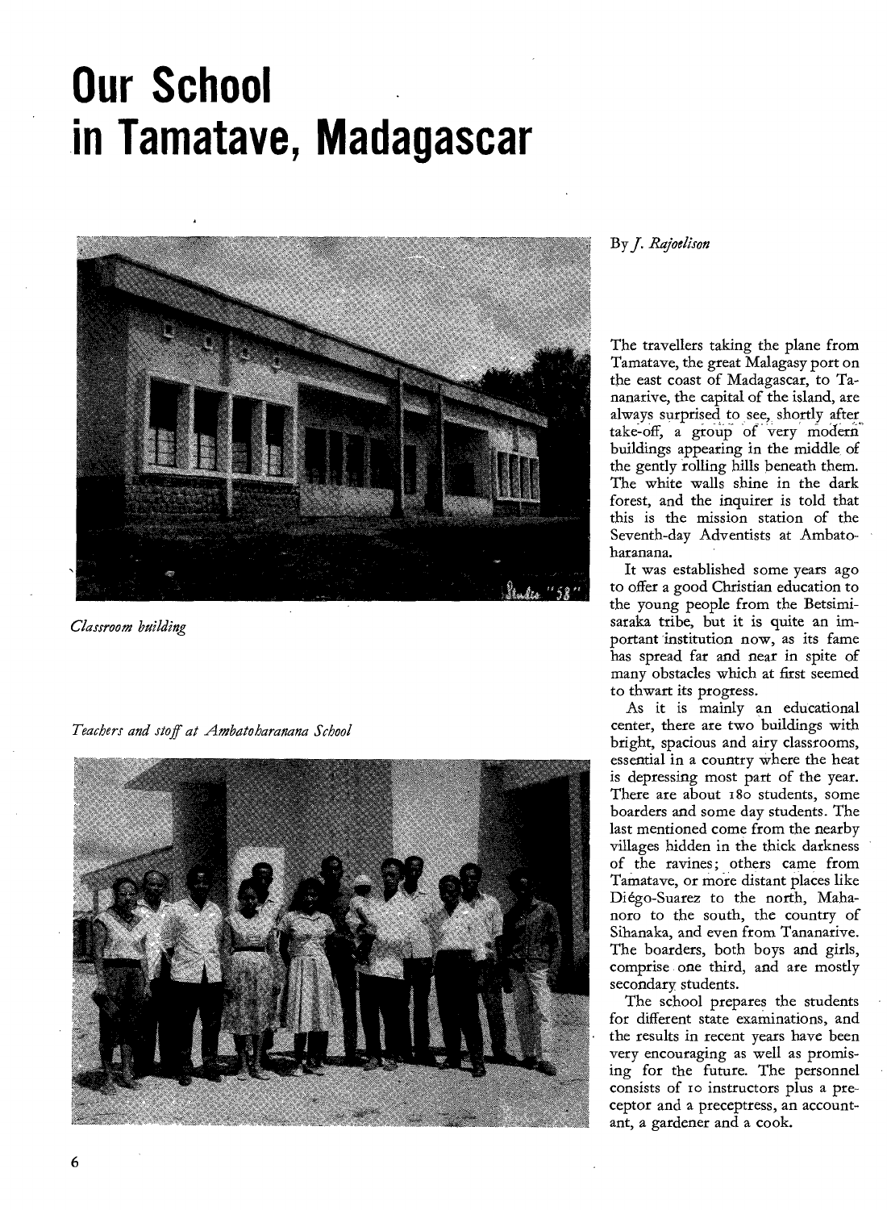# Our School in Tamatave, Madagascar

*Classroom building*

*Teachers and staff at Ambatoharanana School*

By *J. Rajoelison*

The travellers taking the plane from Tamatave, the great Malagasy port on the east coast of Madagascar, to Tananarive, the capital of the island, are always surprised to see, shortly after take-off, a group of very modern buildings appearing in the middle of the gently rolling hills beneath them. The white walls shine in the dark forest, and the inquirer is told that this is the mission station of the Seventh-day Adventists at Ambatoharanana.

It was established some years ago to offer a good Christian education to the young people from the Betsimisaraka tribe, but it is quite an important institution now, as its fame has spread far and near in spite of many obstacles which at first seemed to thwart its progress.

As it is mainly an educational center, there are two buildings with bright, spacious and airy classrooms, essential in a country where the heat is depressing most part of the year. There are about 180 students, some boarders and some day students. The last mentioned come from the nearby villages hidden in the thick darkness of the ravines; others came from Tamatave, or more distant places like Diégo-Suarez to the north, Mahanoro to the south, the country of Sihanaka, and even from Tananarive. The boarders, both boys and girls, comprise one third, and are mostly secondary students.

The school prepares the students for different state examinations, and the results in recent years have been very encouraging as well as promising for the future. The personnel consists of 10 instructors plus a preceptor and a preceptress, an accountant, a gardener and a cook.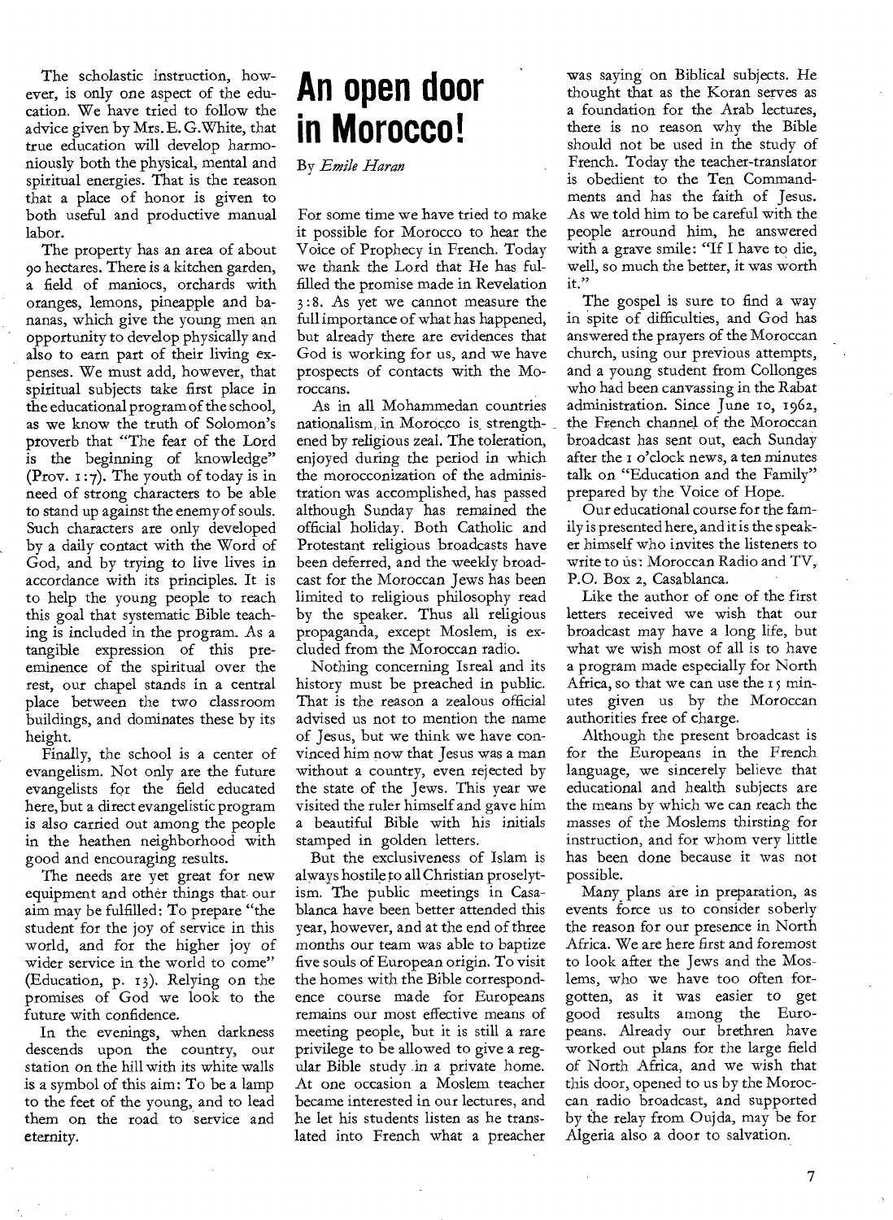The scholastic instruction, however, is only one aspect of the education. We have tried to follow the advice given by Mrs. E. G. White, that true education will develop harmoniously both the physical, mental and spiritual energies. That is the reason that a place of honor is given to both useful and productive manual labor.

The property has an area of about 90 hectares. There is a kitchen garden, a field of maniocs, orchards with oranges, lemons, pineapple and bananas, which give the young men an opportunity to develop physically and also to earn part of their living expenses. We must add, however, that spiritual subjects take first place in the educational program of the school, as we know the truth of Solomon's proverb that "The fear of the Lord is the beginning of knowledge" (Prov. 1:7). The youth of today is in need of strong characters to be able to stand up against the enemy of souls. Such characters are only developed by a daily contact with the Word of God, and by trying to live lives in accordance with its principles. It is to help the young people to reach this goal that systematic Bible teaching is included in the program. As a tangible expression of this preeminence of the spiritual over the rest, our chapel stands in a central place between the two classroom buildings, and dominates these by its height.

Finally, the school is a center of evangelism. Not only are the future evangelists for the field educated here, but a direct evangelistic program is also carried out among the people in the heathen neighborhood with good and encouraging results.

The needs are yet great for new equipment and other things that our aim may be fulfilled: To prepare "the student for the joy of service in this world, and for the higher joy of wider service in the world to come" (Education, p. 13). Relying on the promises of God we look to the future with confidence.

In the evenings, when darkness descends upon the country, our station on the hill with its white walls is a symbol of this aim: To be a lamp to the feet of the young, and to lead them on the road to service and eternity.

# An open door in Morocco!

By *Emile Haran*

For some time we have tried to make it possible for Morocco to hear the Voice of Prophecy in French. Today we thank the Lord that He has fulfilled the promise made in Revelation 3:8. As yet we cannot measure the full importance of what has happened, but already there are evidences that God is working for us, and we have prospects of contacts with the Moroccans.

As in all Mohammedan countries nationalism in Morocco is strengthened by religious zeal. The toleration, enjoyed during the period in which the moroccconization of the administration was accomplished, has passed although Sunday has remained the official holiday. Both Catholic and Protestant religious broadcasts have been deferred, and the weekly broadcast for the Moroccan Jews has been limited to religious philosophy read by the speaker. Thus all religious propaganda, except Moslem, is excluded from the Moroccan radio.

Nothing concerning Isreal and its history must be preached in public. That is the reason a zealous official advised us not to mention the name of Jesus, but we think we have convinced him now that Jesus was a man without a country, even rejected by the state of the Jews. This year we visited the ruler himself and gave him a beautiful Bible with his initials stamped in golden letters.

But the exclusiveness of Islam is always hostile to all Christian proselytism. The public meetings in Casablanca have been better attended this year, however, and at the end of three months our team was able to baptize five souls of European origin. To visit the homes with the Bible correspondence course made for Europeans remains our most effective means of meeting people, but it is still a rare privilege to be allowed to give a regular Bible study in a private home. At one occasion a Moslem teacher became interested in our lectures, and he let his students listen as he translated into French what a preacher was saying on Biblical subjects. He thought that as the Koran serves as a foundation for the Arab lectures, there is no reason why the Bible should not be used in the study of French. Today the teacher-translator is obedient to the Ten Commandments and has the faith of Jesus. As we told him to be careful with the people arround him, he answered with a grave smile: "If I have to die, well, so much the better, it was worth it."

The gospel is sure to find a way in spite of difficulties, and God has answered the prayers of the Moroccan church, using our previous attempts, and a young student from Collonges who had been canvassing in the Rabat administration. Since June 10, 1962, the French channel of the Moroccan broadcast has sent out, each Sunday after the 1 o'clock news, a ten minutes talk on "Education and the Family" prepared by the Voice of Hope.

Our educational course for the family is presented here, and it is the speaker himself who invites the listeners to write to us: Moroccan Radio and TV, P.O. Box 2, Casablanca.

Like the author of one of the first letters received we wish that our broadcast may have a long life, but what we wish most of all is to have a program made especially for North Africa, so that we can use the 15 minutes given us by the Moroccan authorities free of charge.

Although the present broadcast is for the Europeans in the French language, we sincerely believe that educational and health subjects are the means by which we can reach the masses of the Moslems thirsting for instruction, and for whom very little has been done because it was not possible.

Many plans are in preparation, as events force us to consider soberly the reason for our presence in North Africa. We are here first and foremost to look after the Jews and the Moslems, who we have too often forgotten, as it was easier to get good results among the Europeans. Already our brethren have worked out plans for the large field of North Africa, and we wish that this door, opened to us by the Moroccan radio broadcast, and supported by the relay from Oujda, may be for Algeria also a door to salvation.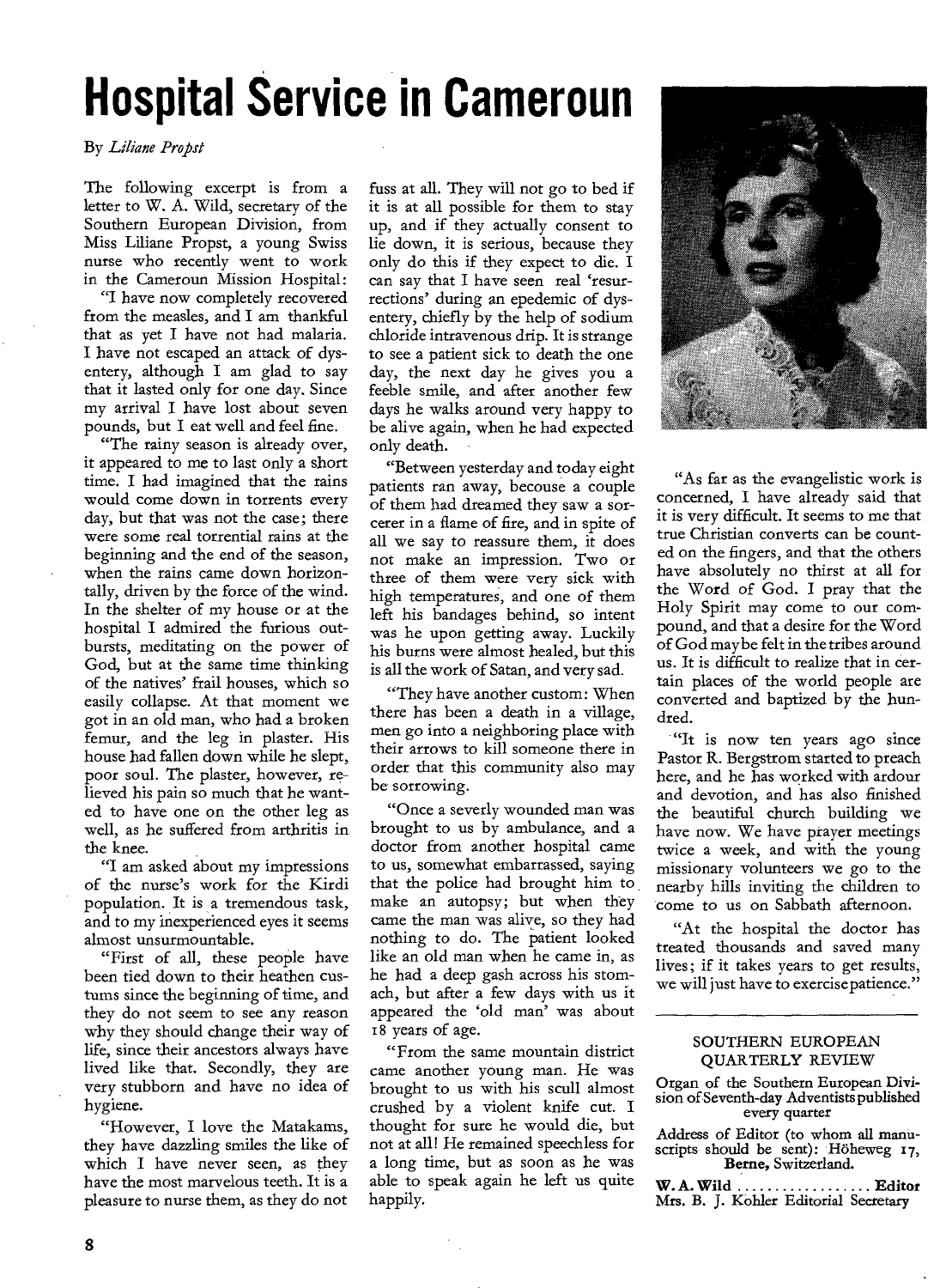# Hospital Service in Cameroun

By *Liliane Propst*

The following excerpt is from a letter to W. A. Wild, secretary of the Southern European Division, from Miss Liliane Propst, a young Swiss nurse who recently went to work in the Cameroun Mission Hospital:

"I have now completely recovered from the measles, and I am thankful that as yet I have not had malaria. I have not escaped an attack of dysentery, although I am glad to say that it lasted only for one day. Since my arrival I have lost about seven pounds, but I eat well and feel fine.

"The rainy season is already over, it appeared to me to last only a short time. I had imagined that the rains would come down in torrents every day, but that was not the case; there were some real torrential rains at the beginning and the end of the season, when the rains came down horizontally, driven by the force of the wind. In the shelter of my house or at the hospital I admired the furious outbursts, meditating on the power of God, but at the same time thinking of the natives' frail houses, which so easily collapse. At that moment we got in an old man, who had a broken femur, and the leg in plaster. His house had fallen down while he slept, poor soul. The plaster, however, relieved his pain so much that he wanted to have one on the other leg as well, as he suffered from arthritis in the knee.

"I am asked about my impressions of the nurse's work for the Kirdi population. It is a tremendous task, and to my inexperienced eyes it seems almost unsurmountable.

"First of all, these people have been tied down to their heathen custums since the beginning of time, and they do not seem to see any reason why they should change their way of life, since their ancestors always have lived like that. Secondly, they are very stubborn and have no idea of hygiene.

"However, I love the Matakams, they have dazzling smiles the like of which I have never seen, as they have the most marvelous teeth. It is a pleasure to nurse them, as they do not fuss at all. They will not go to bed if it is at all possible for them to stay up, and if they actually consent to lie down, it is serious, because they only do this if they expect to die. I can say that I have seen real 'resurrections' during an epedemic of dysentery, chiefly by the help of sodium chloride intravenous drip. It is strange to see a patient sick to death the one day, the next day he gives you a feeble smile, and after another few days he walks around very happy to be alive again, when he had expected only death.

"Between yesterday and today eight patients ran away, becouse a couple of them had dreamed they saw a sorcerer in a flame of fire, and in spite of all we say to reassure them, it does not make an impression. Two or three of them were very sick with high temperatures, and one of them left his bandages behind, so intent was he upon getting away. Luckily his burns were almost healed, but this is all the work of Satan, and very sad.

"They have another custom: When there has been a death in a village, men go into a neighboring place with their arrows to kill someone there in order that this community also may be sorrowing.

"Once a severly wounded man was brought to us by ambulance, and a doctor from another hospital came to us, somewhat embarrassed, saying that the police had brought him to make an autopsy; but when they came the man was alive, so they had nothing to do. The patient looked like an old man when he came in, as he had a deep gash across his stomach, but after a few days with us it appeared the 'old man' was about 18 years of age.

"From the same mountain district came another young man. He was brought to us with his scull almost crushed by a violent knife cut. I thought for sure he would die, but not at all! He remained speechless for a long time, but as soon as he was able to speak again he left us quite happily.

"As far as the evangelistic work is concerned, I have already said that it is very difficult. It seems to me that true Christian converts can be counted on the fingers, and that the others have absolutely no thirst at all for the Word of God. I pray that the Holy Spirit may come to our compound, and that a desire for the Word of God may be felt in the tribes around us. It is difficult to realize that in certain places of the world people are converted and baptized by the hundred.

"It is now ten years ago since Pastor R. Bergstrom started to preach here, and he has worked with ardour and devotion, and has also finished the beautiful church building we have now. We have prayer meetings twice a week, and with the young missionary volunteers we go to the nearby hills inviting the children to come to us on Sabbath afternoon.

"At the hospital the doctor has treated thousands and saved many lives; if it takes years to get results, we will just have to exercise patience."

---

SOUTHERN EUROPEAN QUARTERLY REVIEW

Organ of the Southern European Division of Seventh-day Adventists published every quarter

Address of Editor (to whom all manuscripts should be sent): Höheweg 17, **Berne,** Switzerland.

**W. A. Wild** .................. **Editor**
Mrs. B. J. Kohler Editorial Secretary